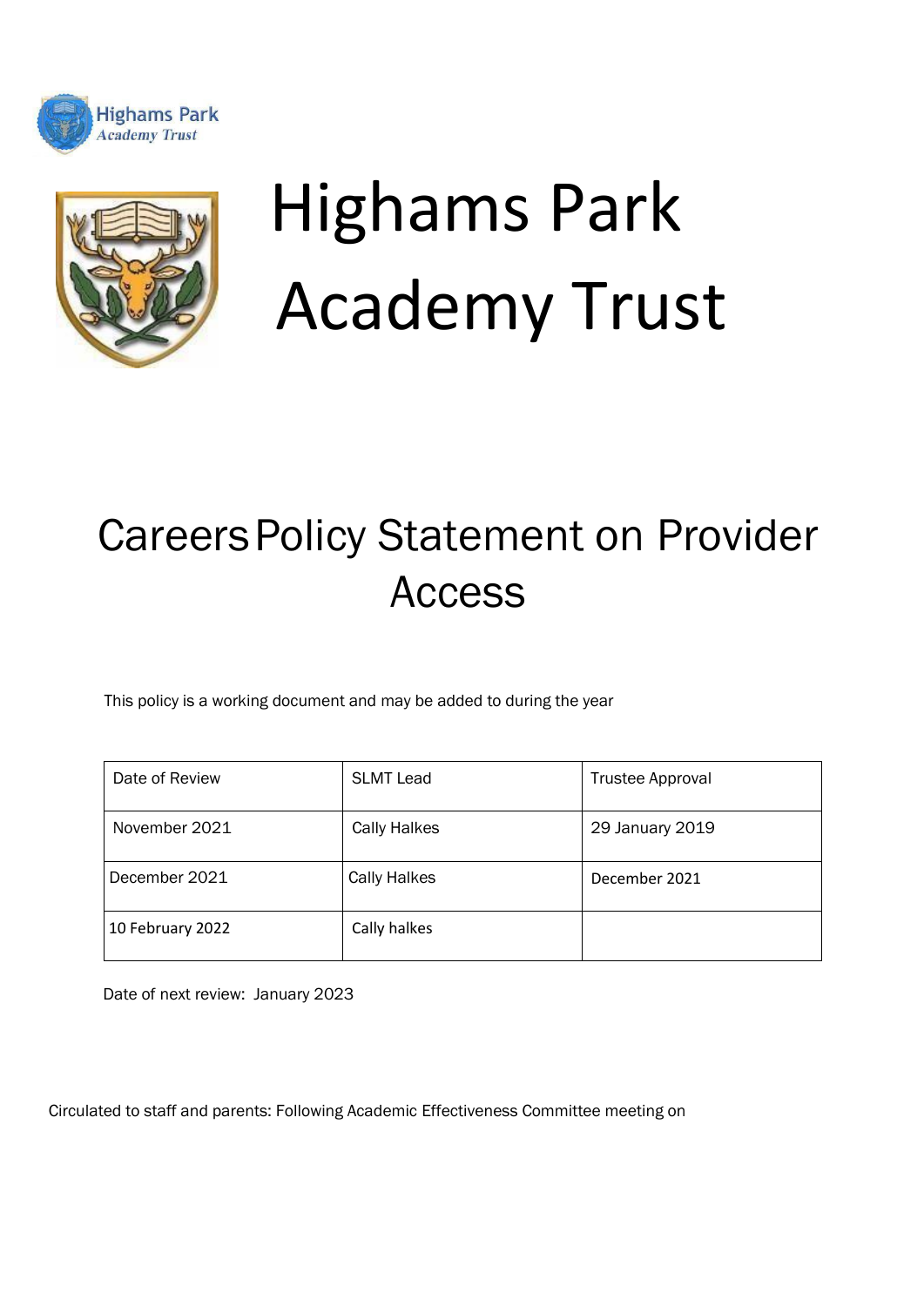Highams Park
Academy Trust

# Highams Park Academy Trust

## Careers Policy Statement on Provider Access

This policy is a working document and may be added to during the year

| Date of Review | SLMT Lead | Trustee Approval |
| --- | --- | --- |
| November 2021 | Cally Halkes | 29 January 2019 |
| December 2021 | Cally Halkes | December 2021 |
| 10 February 2022 | Cally halkes | |

Date of next review: January 2023

Circulated to staff and parents: Following Academic Effectiveness Committee meeting on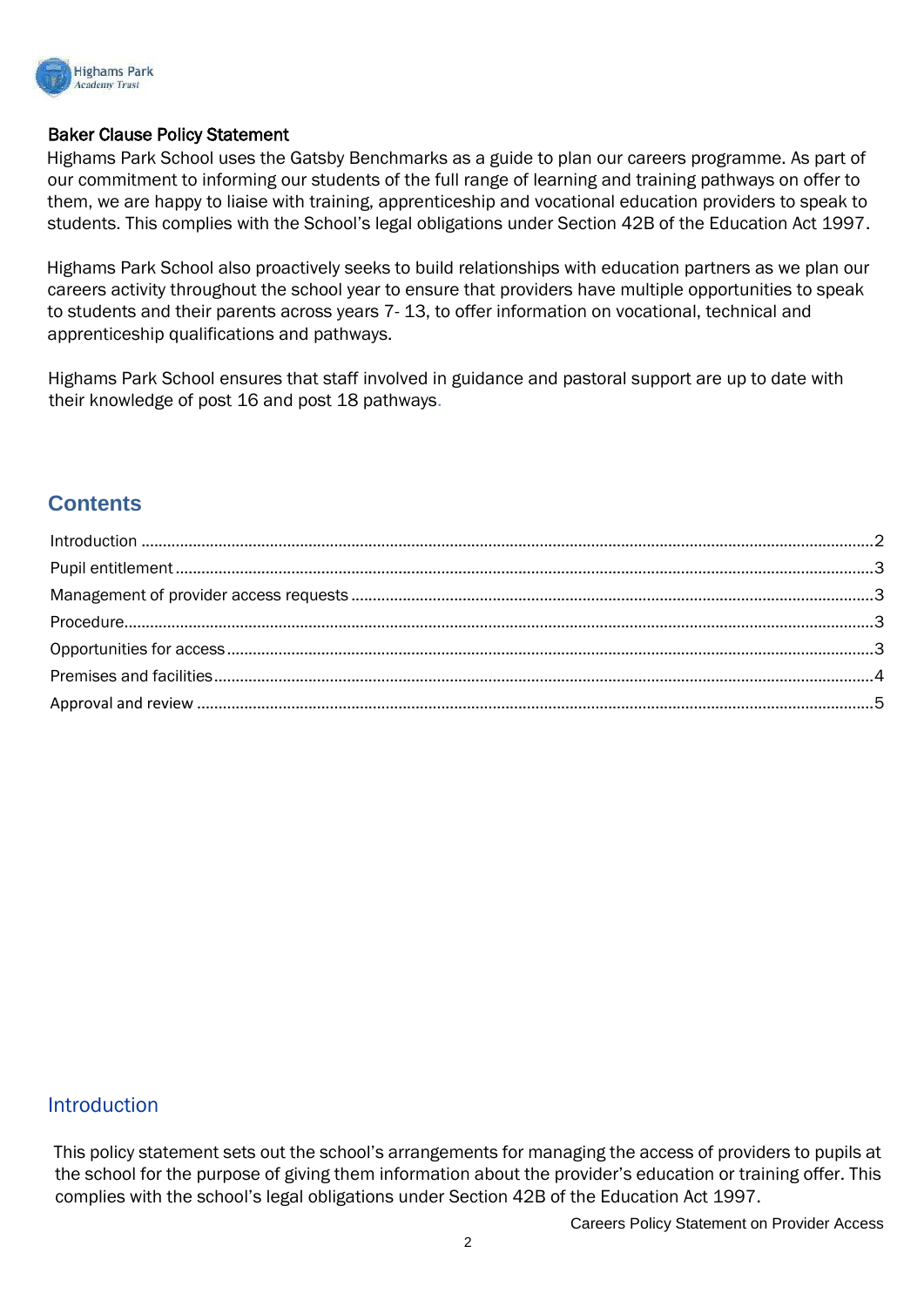**Baker Clause Policy Statement**

Highams Park School uses the Gatsby Benchmarks as a guide to plan our careers programme. As part of our commitment to informing our students of the full range of learning and training pathways on offer to them, we are happy to liaise with training, apprenticeship and vocational education providers to speak to students. This complies with the School's legal obligations under Section 42B of the Education Act 1997.

Highams Park School also proactively seeks to build relationships with education partners as we plan our careers activity throughout the school year to ensure that providers have multiple opportunities to speak to students and their parents across years 7- 13, to offer information on vocational, technical and apprenticeship qualifications and pathways.

Highams Park School ensures that staff involved in guidance and pastoral support are up to date with their knowledge of post 16 and post 18 pathways.

## Contents

- Introduction ........ 2
- Pupil entitlement ........ 3
- Management of provider access requests ........ 3
- Procedure ........ 3
- Opportunities for access ........ 3
- Premises and facilities ........ 4
- Approval and review ........ 5

## Introduction

This policy statement sets out the school's arrangements for managing the access of providers to pupils at the school for the purpose of giving them information about the provider's education or training offer. This complies with the school's legal obligations under Section 42B of the Education Act 1997.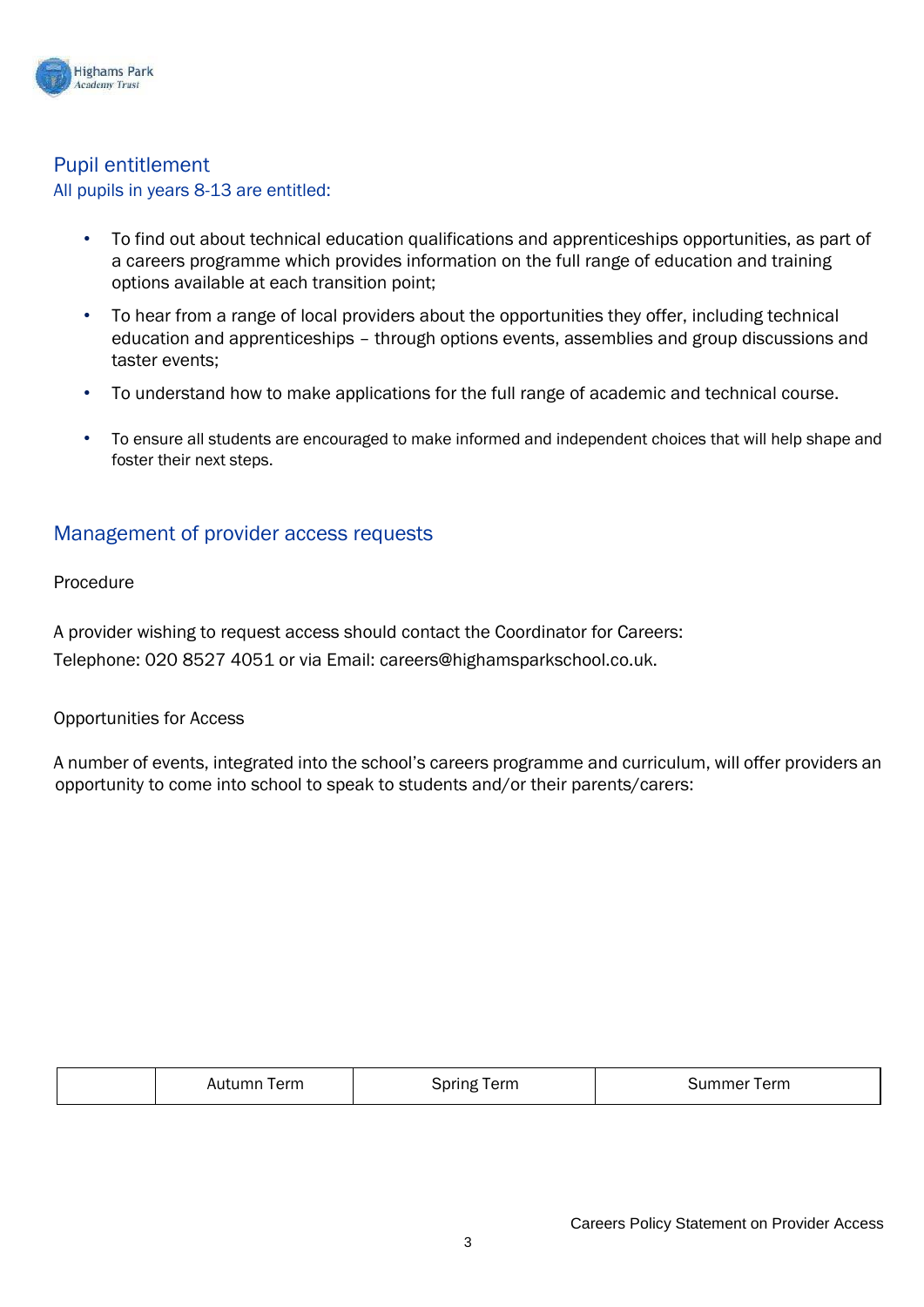## Pupil entitlement

All pupils in years 8-13 are entitled:

- To find out about technical education qualifications and apprenticeships opportunities, as part of a careers programme which provides information on the full range of education and training options available at each transition point;
- To hear from a range of local providers about the opportunities they offer, including technical education and apprenticeships – through options events, assemblies and group discussions and taster events;
- To understand how to make applications for the full range of academic and technical course.
- To ensure all students are encouraged to make informed and independent choices that will help shape and foster their next steps.

## Management of provider access requests

Procedure

A provider wishing to request access should contact the Coordinator for Careers:
Telephone: 020 8527 4051 or via Email: careers@highamsparkschool.co.uk.

Opportunities for Access

A number of events, integrated into the school's careers programme and curriculum, will offer providers an opportunity to come into school to speak to students and/or their parents/carers:

| | Autumn Term | Spring Term | Summer Term |
|---|---|---|---|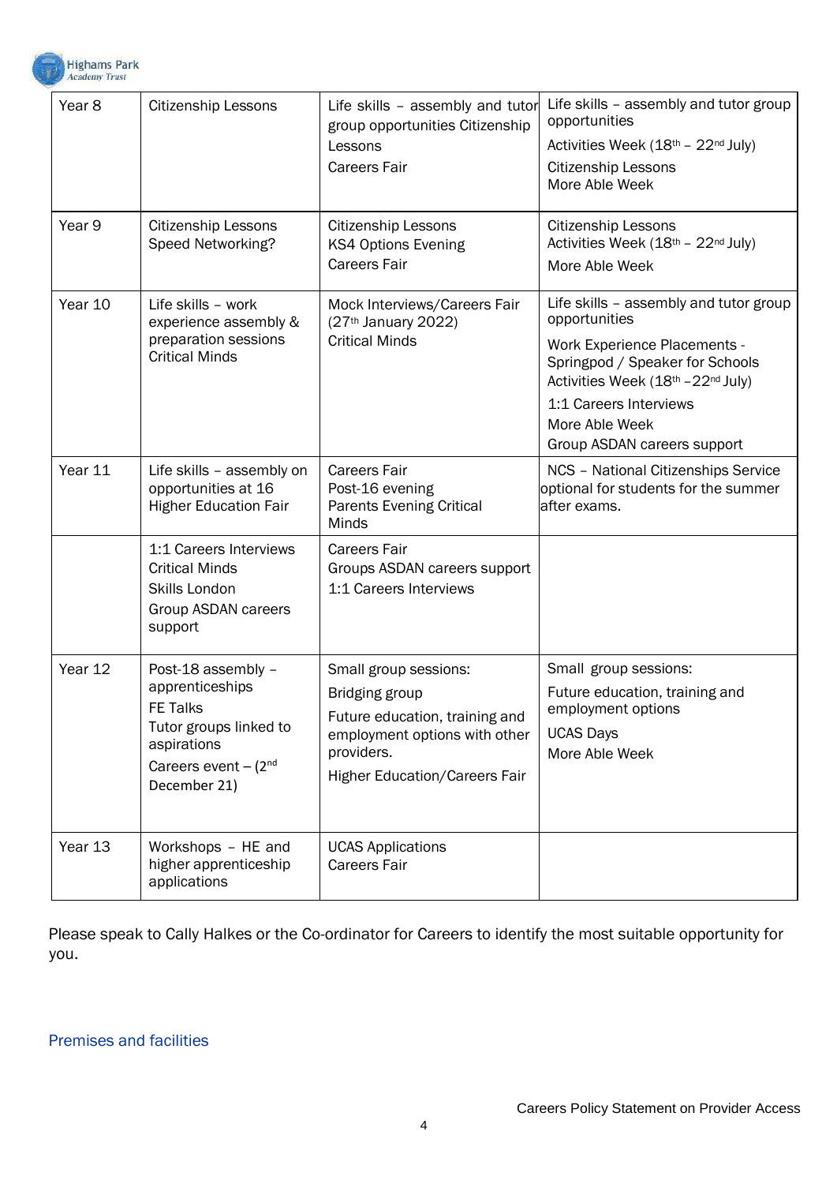| | | | |
|---|---|---|---|
| Year 8 | Citizenship Lessons | Life skills – assembly and tutor group opportunities Citizenship Lessons<br>Careers Fair | Life skills – assembly and tutor group opportunities<br>Activities Week (18th – 22nd July)<br>Citizenship Lessons<br>More Able Week |
| Year 9 | Citizenship Lessons<br>Speed Networking? | Citizenship Lessons<br>KS4 Options Evening<br>Careers Fair | Citizenship Lessons<br>Activities Week (18th – 22nd July)<br>More Able Week |
| Year 10 | Life skills – work experience assembly & preparation sessions<br>Critical Minds | Mock Interviews/Careers Fair (27th January 2022)<br>Critical Minds | Life skills – assembly and tutor group opportunities<br>Work Experience Placements - Springpod / Speaker for Schools<br>Activities Week (18th –22nd July)<br>1:1 Careers Interviews<br>More Able Week<br>Group ASDAN careers support |
| Year 11 | Life skills – assembly on opportunities at 16<br>Higher Education Fair | Careers Fair<br>Post-16 evening<br>Parents Evening Critical Minds | NCS – National Citizenships Service optional for students for the summer after exams. |
| | 1:1 Careers Interviews<br>Critical Minds<br>Skills London<br>Group ASDAN careers support | Careers Fair<br>Groups ASDAN careers support<br>1:1 Careers Interviews | |
| Year 12 | Post-18 assembly – apprenticeships<br>FE Talks<br>Tutor groups linked to aspirations<br>Careers event – (2nd December 21) | Small group sessions:<br>Bridging group<br>Future education, training and employment options with other providers.<br>Higher Education/Careers Fair | Small group sessions:<br>Future education, training and employment options<br>UCAS Days<br>More Able Week |
| Year 13 | Workshops – HE and higher apprenticeship applications | UCAS Applications<br>Careers Fair | |

Please speak to Cally Halkes or the Co-ordinator for Careers to identify the most suitable opportunity for you.

## Premises and facilities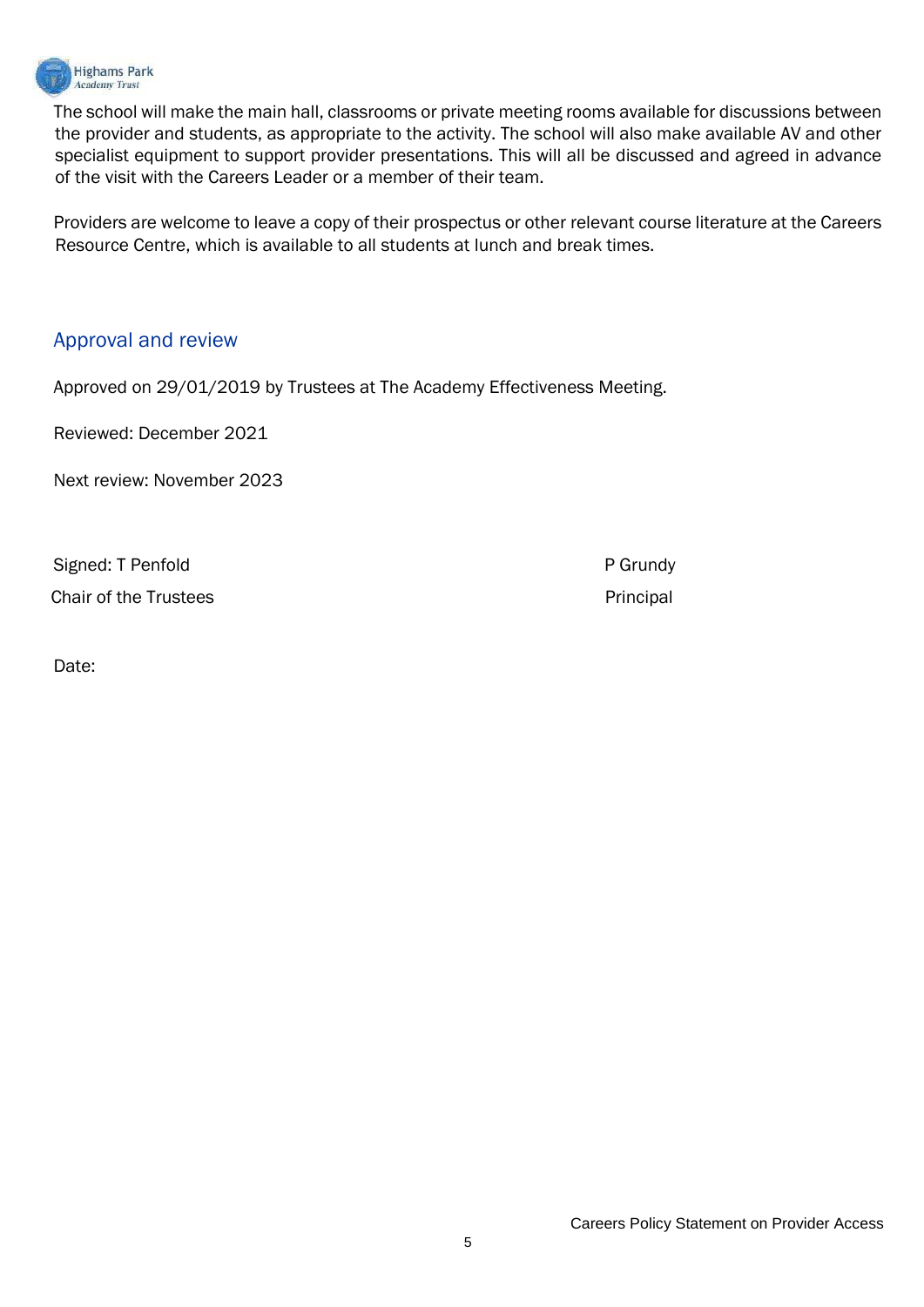The school will make the main hall, classrooms or private meeting rooms available for discussions between the provider and students, as appropriate to the activity. The school will also make available AV and other specialist equipment to support provider presentations. This will all be discussed and agreed in advance of the visit with the Careers Leader or a member of their team.

Providers are welcome to leave a copy of their prospectus or other relevant course literature at the Careers Resource Centre, which is available to all students at lunch and break times.

## Approval and review

Approved on 29/01/2019 by Trustees at The Academy Effectiveness Meeting.

Reviewed: December 2021

Next review: November 2023

Signed: T Penfold
Chair of the Trustees

P Grundy
Principal

Date: